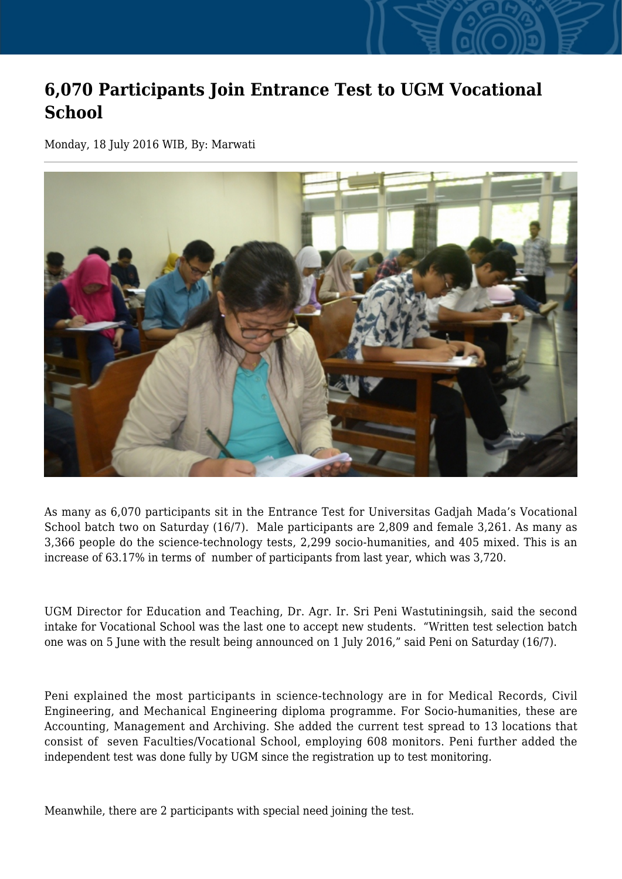# 6,070 Participants Join Entrance Test to UGM Vocational School

Monday, 18 July 2016 WIB, By: Marwati

As many as 6,070 participants sit in the Entrance Test for Universitas Gadjah Mada's Vocational School batch two on Saturday (16/7). Male participants are 2,809 and female 3,261. As many as 3,366 people do the science-technology tests, 2,299 socio-humanities, and 405 mixed. This is an increase of 63.17% in terms of number of participants from last year, which was 3,720.

UGM Director for Education and Teaching, Dr. Agr. Ir. Sri Peni Wastutiningsih, said the second intake for Vocational School was the last one to accept new students. "Written test selection batch one was on 5 June with the result being announced on 1 July 2016," said Peni on Saturday (16/7).

Peni explained the most participants in science-technology are in for Medical Records, Civil Engineering, and Mechanical Engineering diploma programme. For Socio-humanities, these are Accounting, Management and Archiving. She added the current test spread to 13 locations that consist of seven Faculties/Vocational School, employing 608 monitors. Peni further added the independent test was done fully by UGM since the registration up to test monitoring.

Meanwhile, there are 2 participants with special need joining the test.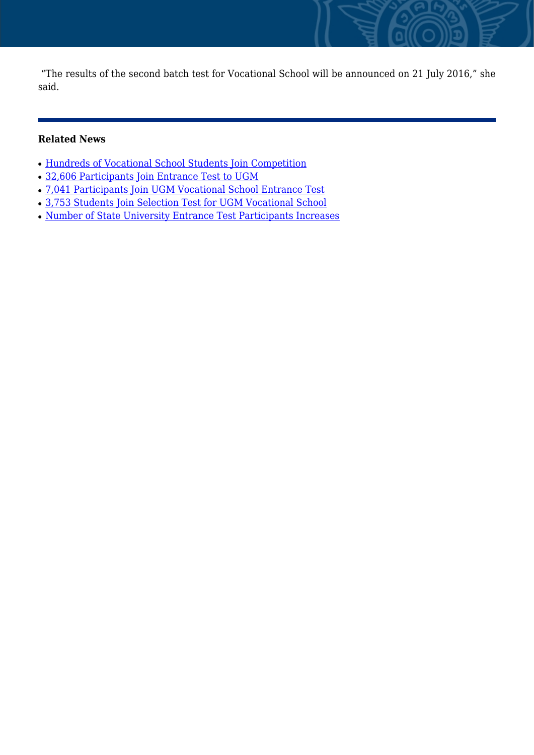"The results of the second batch test for Vocational School will be announced on 21 July 2016," she said.

**Related News**

- Hundreds of Vocational School Students Join Competition
- 32,606 Participants Join Entrance Test to UGM
- 7,041 Participants Join UGM Vocational School Entrance Test
- 3,753 Students Join Selection Test for UGM Vocational School
- Number of State University Entrance Test Participants Increases